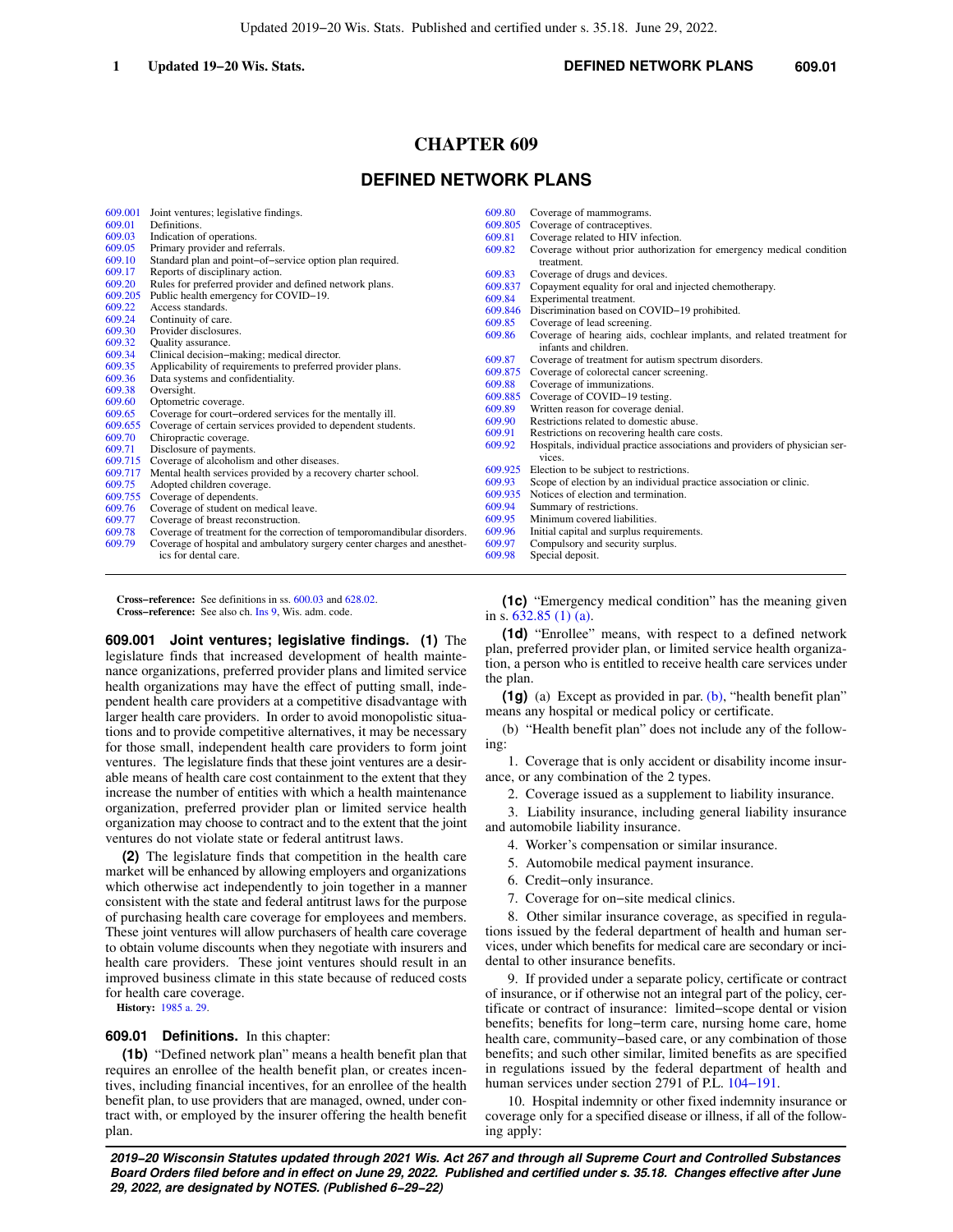# CHAPTER 609

## DEFINED NETWORK PLANS

| | | | |
|---|---|---|---|
| 609.001 | Joint ventures; legislative findings. | 609.80 | Coverage of mammograms. |
| 609.01 | Definitions. | 609.805 | Coverage of contraceptives. |
| 609.03 | Indication of operations. | 609.81 | Coverage related to HIV infection. |
| 609.05 | Primary provider and referrals. | 609.82 | Coverage without prior authorization for emergency medical condition treatment. |
| 609.10 | Standard plan and point−of−service option plan required. | 609.83 | Coverage of drugs and devices. |
| 609.17 | Reports of disciplinary action. | 609.837 | Copayment equality for oral and injected chemotherapy. |
| 609.20 | Rules for preferred provider and defined network plans. | 609.84 | Experimental treatment. |
| 609.205 | Public health emergency for COVID−19. | 609.846 | Discrimination based on COVID−19 prohibited. |
| 609.22 | Access standards. | 609.85 | Coverage of lead screening. |
| 609.24 | Continuity of care. | 609.86 | Coverage of hearing aids, cochlear implants, and related treatment for infants and children. |
| 609.30 | Provider disclosures. | 609.87 | Coverage of treatment for autism spectrum disorders. |
| 609.32 | Quality assurance. | 609.875 | Coverage of colorectal cancer screening. |
| 609.34 | Clinical decision−making; medical director. | 609.88 | Coverage of immunizations. |
| 609.35 | Applicability of requirements to preferred provider plans. | 609.885 | Coverage of COVID−19 testing. |
| 609.36 | Data systems and confidentiality. | 609.89 | Written reason for coverage denial. |
| 609.38 | Oversight. | 609.90 | Restrictions related to domestic abuse. |
| 609.60 | Optometric coverage. | 609.91 | Restrictions on recovering health care costs. |
| 609.65 | Coverage for court−ordered services for the mentally ill. | 609.92 | Hospitals, individual practice associations and providers of physician services. |
| 609.655 | Coverage of certain services provided to dependent students. | 609.925 | Election to be subject to restrictions. |
| 609.70 | Chiropractic coverage. | 609.93 | Scope of election by an individual practice association or clinic. |
| 609.71 | Disclosure of payments. | 609.935 | Notices of election and termination. |
| 609.715 | Coverage of alcoholism and other diseases. | 609.94 | Summary of restrictions. |
| 609.717 | Mental health services provided by a recovery charter school. | 609.95 | Minimum covered liabilities. |
| 609.75 | Adopted children coverage. | 609.96 | Initial capital and surplus requirements. |
| 609.755 | Coverage of dependents. | 609.97 | Compulsory and security surplus. |
| 609.76 | Coverage of student on medical leave. | 609.98 | Special deposit. |
| 609.77 | Coverage of breast reconstruction. | | |
| 609.78 | Coverage of treatment for the correction of temporomandibular disorders. | | |
| 609.79 | Coverage of hospital and ambulatory surgery center charges and anesthetics for dental care. | | |

**Cross−reference:** See definitions in ss. 600.03 and 628.02.
**Cross−reference:** See also ch. Ins 9, Wis. adm. code.

**609.001 Joint ventures; legislative findings.** **(1)** The legislature finds that increased development of health maintenance organizations, preferred provider plans and limited service health organizations may have the effect of putting small, independent health care providers at a competitive disadvantage with larger health care providers. In order to avoid monopolistic situations and to provide competitive alternatives, it may be necessary for those small, independent health care providers to form joint ventures. The legislature finds that these joint ventures are a desirable means of health care cost containment to the extent that they increase the number of entities with which a health maintenance organization, preferred provider plan or limited service health organization may choose to contract and to the extent that the joint ventures do not violate state or federal antitrust laws.

**(2)** The legislature finds that competition in the health care market will be enhanced by allowing employers and organizations which otherwise act independently to join together in a manner consistent with the state and federal antitrust laws for the purpose of purchasing health care coverage for employees and members. These joint ventures will allow purchasers of health care coverage to obtain volume discounts when they negotiate with insurers and health care providers. These joint ventures should result in an improved business climate in this state because of reduced costs for health care coverage.

**History:** 1985 a. 29.

**609.01 Definitions.** In this chapter:

**(1b)** "Defined network plan" means a health benefit plan that requires an enrollee of the health benefit plan, or creates incentives, including financial incentives, for an enrollee of the health benefit plan, to use providers that are managed, owned, under contract with, or employed by the insurer offering the health benefit plan.

**(1c)** "Emergency medical condition" has the meaning given in s. 632.85 (1) (a).

**(1d)** "Enrollee" means, with respect to a defined network plan, preferred provider plan, or limited service health organization, a person who is entitled to receive health care services under the plan.

**(1g)** (a) Except as provided in par. (b), "health benefit plan" means any hospital or medical policy or certificate.

(b) "Health benefit plan" does not include any of the following:

1. Coverage that is only accident or disability income insurance, or any combination of the 2 types.

2. Coverage issued as a supplement to liability insurance.

3. Liability insurance, including general liability insurance and automobile liability insurance.

4. Worker's compensation or similar insurance.

5. Automobile medical payment insurance.

6. Credit−only insurance.

7. Coverage for on−site medical clinics.

8. Other similar insurance coverage, as specified in regulations issued by the federal department of health and human services, under which benefits for medical care are secondary or incidental to other insurance benefits.

9. If provided under a separate policy, certificate or contract of insurance, or if otherwise not an integral part of the policy, certificate or contract of insurance: limited−scope dental or vision benefits; benefits for long−term care, nursing home care, home health care, community−based care, or any combination of those benefits; and such other similar, limited benefits as are specified in regulations issued by the federal department of health and human services under section 2791 of P.L. 104−191.

10. Hospital indemnity or other fixed indemnity insurance or coverage only for a specified disease or illness, if all of the following apply: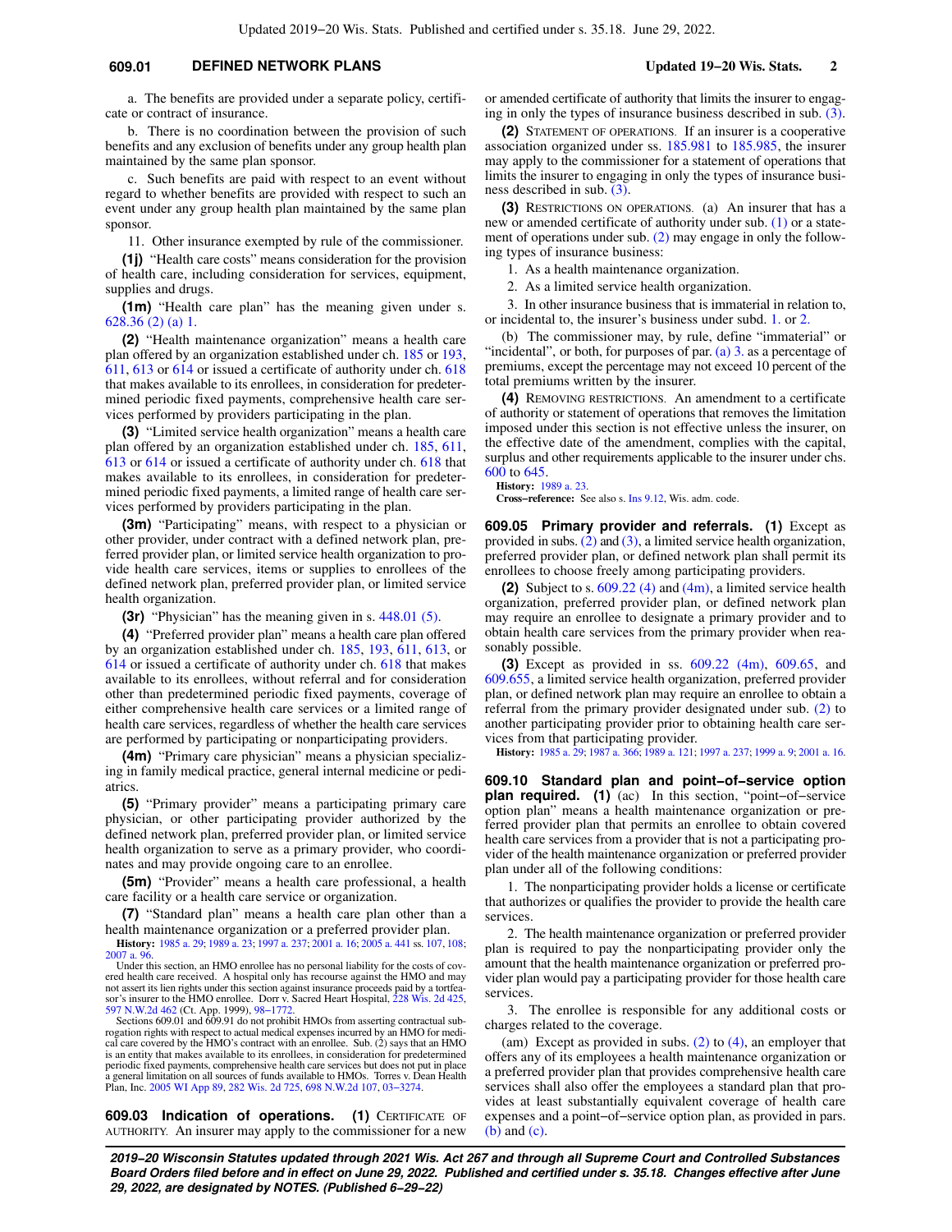a. The benefits are provided under a separate policy, certificate or contract of insurance.

b. There is no coordination between the provision of such benefits and any exclusion of benefits under any group health plan maintained by the same plan sponsor.

c. Such benefits are paid with respect to an event without regard to whether benefits are provided with respect to such an event under any group health plan maintained by the same plan sponsor.

11. Other insurance exempted by rule of the commissioner.

**(1j)** "Health care costs" means consideration for the provision of health care, including consideration for services, equipment, supplies and drugs.

**(1m)** "Health care plan" has the meaning given under s. 628.36 (2) (a) 1.

**(2)** "Health maintenance organization" means a health care plan offered by an organization established under ch. 185 or 193, 611, 613 or 614 or issued a certificate of authority under ch. 618 that makes available to its enrollees, in consideration for predetermined periodic fixed payments, comprehensive health care services performed by providers participating in the plan.

**(3)** "Limited service health organization" means a health care plan offered by an organization established under ch. 185, 611, 613 or 614 or issued a certificate of authority under ch. 618 that makes available to its enrollees, in consideration for predetermined periodic fixed payments, a limited range of health care services performed by providers participating in the plan.

**(3m)** "Participating" means, with respect to a physician or other provider, under contract with a defined network plan, preferred provider plan, or limited service health organization to provide health care services, items or supplies to enrollees of the defined network plan, preferred provider plan, or limited service health organization.

**(3r)** "Physician" has the meaning given in s. 448.01 (5).

**(4)** "Preferred provider plan" means a health care plan offered by an organization established under ch. 185, 193, 611, 613, or 614 or issued a certificate of authority under ch. 618 that makes available to its enrollees, without referral and for consideration other than predetermined periodic fixed payments, coverage of either comprehensive health care services or a limited range of health care services, regardless of whether the health care services are performed by participating or nonparticipating providers.

**(4m)** "Primary care physician" means a physician specializing in family medical practice, general internal medicine or pediatrics.

**(5)** "Primary provider" means a participating primary care physician, or other participating provider authorized by the defined network plan, preferred provider plan, or limited service health organization to serve as a primary provider, who coordinates and may provide ongoing care to an enrollee.

**(5m)** "Provider" means a health care professional, a health care facility or a health care service or organization.

**(7)** "Standard plan" means a health care plan other than a health maintenance organization or a preferred provider plan.

**History:** 1985 a. 29; 1989 a. 23; 1997 a. 237; 2001 a. 16; 2005 a. 441 ss. 107, 108; 2007 a. 96.

Under this section, an HMO enrollee has no personal liability for the costs of covered health care received. A hospital only has recourse against the HMO and may not assert its lien rights under this section against insurance proceeds paid by a tortfeasor's insurer to the HMO enrollee. Dorr v. Sacred Heart Hospital, 228 Wis. 2d 425, 597 N.W.2d 462 (Ct. App. 1999), 98–1772.

Sections 609.01 and 609.91 do not prohibit HMOs from asserting contractual subrogation rights with respect to actual medical expenses incurred by an HMO for medical care covered by the HMO's contract with an enrollee. Sub. (2) says that an HMO is an entity that makes available to its enrollees, in consideration for predetermined periodic fixed payments, comprehensive health care services but does not put in place a general limitation on all sources of funds available to HMOs. Torres v. Dean Health Plan, Inc. 2005 WI App 89, 282 Wis. 2d 725, 698 N.W.2d 107, 03–3274.

**609.03 Indication of operations. (1)** CERTIFICATE OF AUTHORITY. An insurer may apply to the commissioner for a new or amended certificate of authority that limits the insurer to engaging in only the types of insurance business described in sub. (3).

**(2)** STATEMENT OF OPERATIONS. If an insurer is a cooperative association organized under ss. 185.981 to 185.985, the insurer may apply to the commissioner for a statement of operations that limits the insurer to engaging in only the types of insurance business described in sub. (3).

**(3)** RESTRICTIONS ON OPERATIONS. (a) An insurer that has a new or amended certificate of authority under sub. (1) or a statement of operations under sub. (2) may engage in only the following types of insurance business:

1. As a health maintenance organization.

2. As a limited service health organization.

3. In other insurance business that is immaterial in relation to, or incidental to, the insurer's business under subd. 1. or 2.

(b) The commissioner may, by rule, define "immaterial" or "incidental", or both, for purposes of par. (a) 3. as a percentage of premiums, except the percentage may not exceed 10 percent of the total premiums written by the insurer.

**(4)** REMOVING RESTRICTIONS. An amendment to a certificate of authority or statement of operations that removes the limitation imposed under this section is not effective unless the insurer, on the effective date of the amendment, complies with the capital, surplus and other requirements applicable to the insurer under chs. 600 to 645.

**History:** 1989 a. 23.

**Cross–reference:** See also s. Ins 9.12, Wis. adm. code.

**609.05 Primary provider and referrals. (1)** Except as provided in subs. (2) and (3), a limited service health organization, preferred provider plan, or defined network plan shall permit its enrollees to choose freely among participating providers.

**(2)** Subject to s. 609.22 (4) and (4m), a limited service health organization, preferred provider plan, or defined network plan may require an enrollee to designate a primary provider and to obtain health care services from the primary provider when reasonably possible.

**(3)** Except as provided in ss. 609.22 (4m), 609.65, and 609.655, a limited service health organization, preferred provider plan, or defined network plan may require an enrollee to obtain a referral from the primary provider designated under sub. (2) to another participating provider prior to obtaining health care services from that participating provider.

**History:** 1985 a. 29; 1987 a. 366; 1989 a. 121; 1997 a. 237; 1999 a. 9; 2001 a. 16.

**609.10 Standard plan and point–of–service option plan required. (1)** (ac) In this section, "point–of–service option plan" means a health maintenance organization or preferred provider plan that permits an enrollee to obtain covered health care services from a provider that is not a participating provider of the health maintenance organization or preferred provider plan under all of the following conditions:

1. The nonparticipating provider holds a license or certificate that authorizes or qualifies the provider to provide the health care services.

2. The health maintenance organization or preferred provider plan is required to pay the nonparticipating provider only the amount that the health maintenance organization or preferred provider plan would pay a participating provider for those health care services.

3. The enrollee is responsible for any additional costs or charges related to the coverage.

(am) Except as provided in subs. (2) to (4), an employer that offers any of its employees a health maintenance organization or a preferred provider plan that provides comprehensive health care services shall also offer the employees a standard plan that provides at least substantially equivalent coverage of health care expenses and a point–of–service option plan, as provided in pars. (b) and (c).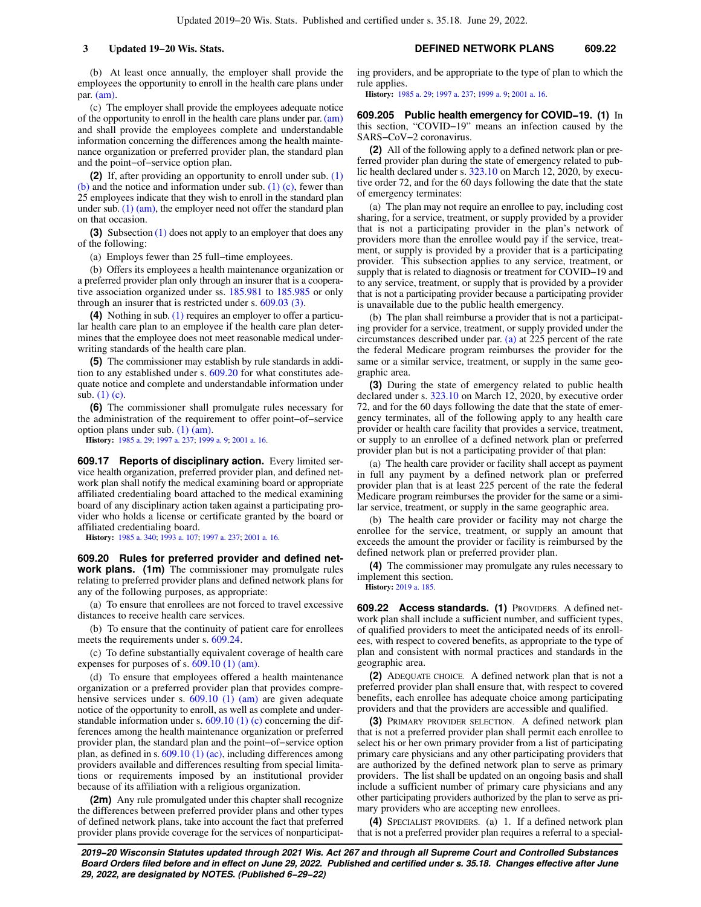(b) At least once annually, the employer shall provide the employees the opportunity to enroll in the health care plans under par. (am).

(c) The employer shall provide the employees adequate notice of the opportunity to enroll in the health care plans under par. (am) and shall provide the employees complete and understandable information concerning the differences among the health maintenance organization or preferred provider plan, the standard plan and the point−of−service option plan.

**(2)** If, after providing an opportunity to enroll under sub. (1) (b) and the notice and information under sub. (1) (c), fewer than 25 employees indicate that they wish to enroll in the standard plan under sub. (1) (am), the employer need not offer the standard plan on that occasion.

**(3)** Subsection (1) does not apply to an employer that does any of the following:

(a) Employs fewer than 25 full−time employees.

(b) Offers its employees a health maintenance organization or a preferred provider plan only through an insurer that is a cooperative association organized under ss. 185.981 to 185.985 or only through an insurer that is restricted under s. 609.03 (3).

**(4)** Nothing in sub. (1) requires an employer to offer a particular health care plan to an employee if the health care plan determines that the employee does not meet reasonable medical underwriting standards of the health care plan.

**(5)** The commissioner may establish by rule standards in addition to any established under s. 609.20 for what constitutes adequate notice and complete and understandable information under sub. (1) (c).

**(6)** The commissioner shall promulgate rules necessary for the administration of the requirement to offer point−of−service option plans under sub. (1) (am).

**History:** 1985 a. 29; 1997 a. 237; 1999 a. 9; 2001 a. 16.

**609.17 Reports of disciplinary action.** Every limited service health organization, preferred provider plan, and defined network plan shall notify the medical examining board or appropriate affiliated credentialing board attached to the medical examining board of any disciplinary action taken against a participating provider who holds a license or certificate granted by the board or affiliated credentialing board.

**History:** 1985 a. 340; 1993 a. 107; 1997 a. 237; 2001 a. 16.

**609.20 Rules for preferred provider and defined network plans. (1m)** The commissioner may promulgate rules relating to preferred provider plans and defined network plans for any of the following purposes, as appropriate:

(a) To ensure that enrollees are not forced to travel excessive distances to receive health care services.

(b) To ensure that the continuity of patient care for enrollees meets the requirements under s. 609.24.

(c) To define substantially equivalent coverage of health care expenses for purposes of s. 609.10 (1) (am).

(d) To ensure that employees offered a health maintenance organization or a preferred provider plan that provides comprehensive services under s. 609.10 (1) (am) are given adequate notice of the opportunity to enroll, as well as complete and understandable information under s. 609.10 (1) (c) concerning the differences among the health maintenance organization or preferred provider plan, the standard plan and the point−of−service option plan, as defined in s. 609.10 (1) (ac), including differences among providers available and differences resulting from special limitations or requirements imposed by an institutional provider because of its affiliation with a religious organization.

**(2m)** Any rule promulgated under this chapter shall recognize the differences between preferred provider plans and other types of defined network plans, take into account the fact that preferred provider plans provide coverage for the services of nonparticipating providers, and be appropriate to the type of plan to which the rule applies.

**History:** 1985 a. 29; 1997 a. 237; 1999 a. 9; 2001 a. 16.

**609.205 Public health emergency for COVID−19. (1)** In this section, "COVID−19" means an infection caused by the SARS−CoV−2 coronavirus.

**(2)** All of the following apply to a defined network plan or preferred provider plan during the state of emergency related to public health declared under s. 323.10 on March 12, 2020, by executive order 72, and for the 60 days following the date that the state of emergency terminates:

(a) The plan may not require an enrollee to pay, including cost sharing, for a service, treatment, or supply provided by a provider that is not a participating provider in the plan's network of providers more than the enrollee would pay if the service, treatment, or supply is provided by a provider that is a participating provider. This subsection applies to any service, treatment, or supply that is related to diagnosis or treatment for COVID−19 and to any service, treatment, or supply that is provided by a provider that is not a participating provider because a participating provider is unavailable due to the public health emergency.

(b) The plan shall reimburse a provider that is not a participating provider for a service, treatment, or supply provided under the circumstances described under par. (a) at 225 percent of the rate the federal Medicare program reimburses the provider for the same or a similar service, treatment, or supply in the same geographic area.

**(3)** During the state of emergency related to public health declared under s. 323.10 on March 12, 2020, by executive order 72, and for the 60 days following the date that the state of emergency terminates, all of the following apply to any health care provider or health care facility that provides a service, treatment, or supply to an enrollee of a defined network plan or preferred provider plan but is not a participating provider of that plan:

(a) The health care provider or facility shall accept as payment in full any payment by a defined network plan or preferred provider plan that is at least 225 percent of the rate the federal Medicare program reimburses the provider for the same or a similar service, treatment, or supply in the same geographic area.

(b) The health care provider or facility may not charge the enrollee for the service, treatment, or supply an amount that exceeds the amount the provider or facility is reimbursed by the defined network plan or preferred provider plan.

**(4)** The commissioner may promulgate any rules necessary to implement this section.

**History:** 2019 a. 185.

**609.22 Access standards. (1)** PROVIDERS. A defined network plan shall include a sufficient number, and sufficient types, of qualified providers to meet the anticipated needs of its enrollees, with respect to covered benefits, as appropriate to the type of plan and consistent with normal practices and standards in the geographic area.

**(2)** ADEQUATE CHOICE. A defined network plan that is not a preferred provider plan shall ensure that, with respect to covered benefits, each enrollee has adequate choice among participating providers and that the providers are accessible and qualified.

**(3)** PRIMARY PROVIDER SELECTION. A defined network plan that is not a preferred provider plan shall permit each enrollee to select his or her own primary provider from a list of participating primary care physicians and any other participating providers that are authorized by the defined network plan to serve as primary providers. The list shall be updated on an ongoing basis and shall include a sufficient number of primary care physicians and any other participating providers authorized by the plan to serve as primary providers who are accepting new enrollees.

**(4)** SPECIALIST PROVIDERS. (a) 1. If a defined network plan that is not a preferred provider plan requires a referral to a special-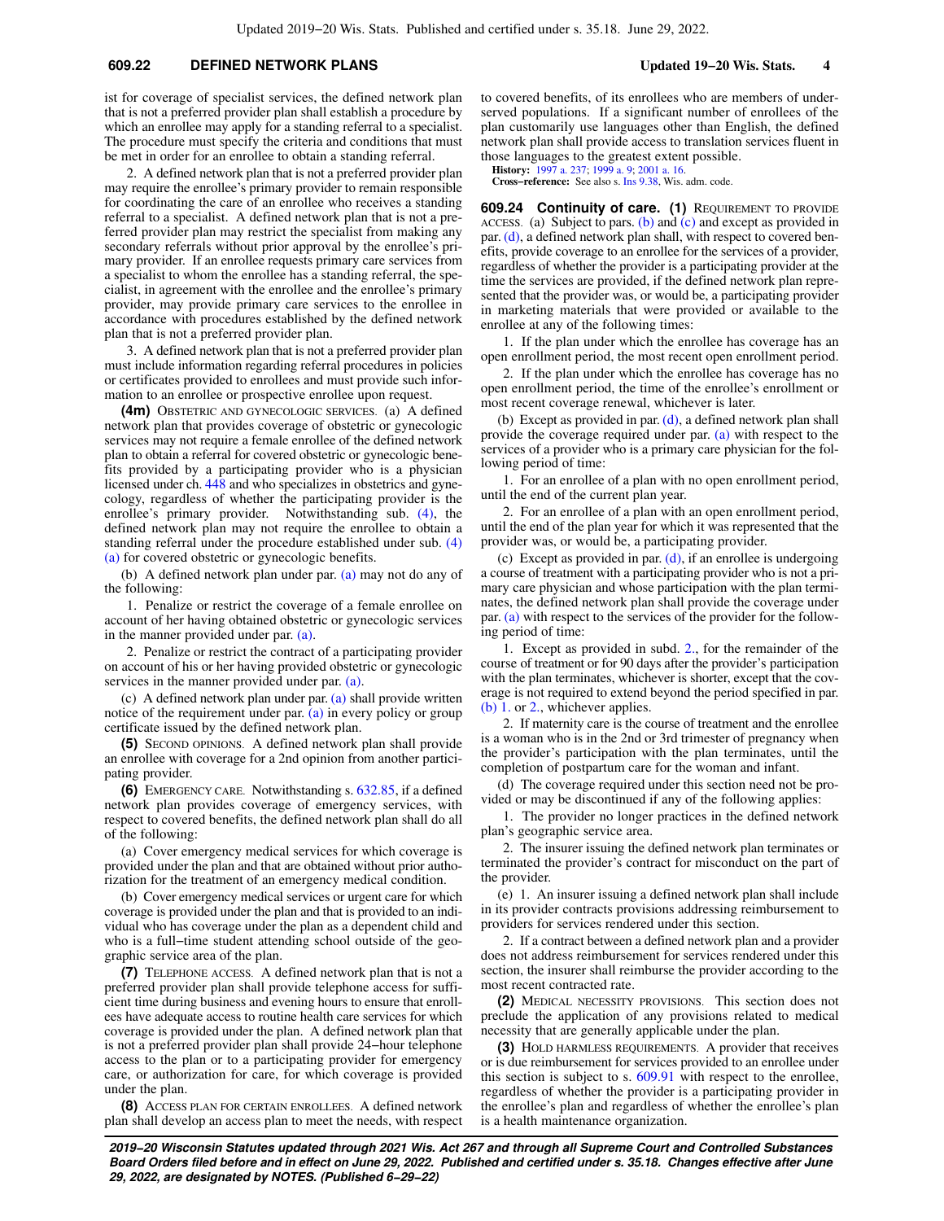ist for coverage of specialist services, the defined network plan that is not a preferred provider plan shall establish a procedure by which an enrollee may apply for a standing referral to a specialist. The procedure must specify the criteria and conditions that must be met in order for an enrollee to obtain a standing referral.

2. A defined network plan that is not a preferred provider plan may require the enrollee's primary provider to remain responsible for coordinating the care of an enrollee who receives a standing referral to a specialist. A defined network plan that is not a preferred provider plan may restrict the specialist from making any secondary referrals without prior approval by the enrollee's primary provider. If an enrollee requests primary care services from a specialist to whom the enrollee has a standing referral, the specialist, in agreement with the enrollee and the enrollee's primary provider, may provide primary care services to the enrollee in accordance with procedures established by the defined network plan that is not a preferred provider plan.

3. A defined network plan that is not a preferred provider plan must include information regarding referral procedures in policies or certificates provided to enrollees and must provide such information to an enrollee or prospective enrollee upon request.

**(4m)** OBSTETRIC AND GYNECOLOGIC SERVICES. (a) A defined network plan that provides coverage of obstetric or gynecologic services may not require a female enrollee of the defined network plan to obtain a referral for covered obstetric or gynecologic benefits provided by a participating provider who is a physician licensed under ch. 448 and who specializes in obstetrics and gynecology, regardless of whether the participating provider is the enrollee's primary provider. Notwithstanding sub. (4), the defined network plan may not require the enrollee to obtain a standing referral under the procedure established under sub. (4) (a) for covered obstetric or gynecologic benefits.

(b) A defined network plan under par. (a) may not do any of the following:

1. Penalize or restrict the coverage of a female enrollee on account of her having obtained obstetric or gynecologic services in the manner provided under par. (a).

2. Penalize or restrict the contract of a participating provider on account of his or her having provided obstetric or gynecologic services in the manner provided under par. (a).

(c) A defined network plan under par. (a) shall provide written notice of the requirement under par. (a) in every policy or group certificate issued by the defined network plan.

**(5)** SECOND OPINIONS. A defined network plan shall provide an enrollee with coverage for a 2nd opinion from another participating provider.

**(6)** EMERGENCY CARE. Notwithstanding s. 632.85, if a defined network plan provides coverage of emergency services, with respect to covered benefits, the defined network plan shall do all of the following:

(a) Cover emergency medical services for which coverage is provided under the plan and that are obtained without prior authorization for the treatment of an emergency medical condition.

(b) Cover emergency medical services or urgent care for which coverage is provided under the plan and that is provided to an individual who has coverage under the plan as a dependent child and who is a full-time student attending school outside of the geographic service area of the plan.

**(7)** TELEPHONE ACCESS. A defined network plan that is not a preferred provider plan shall provide telephone access for sufficient time during business and evening hours to ensure that enrollees have adequate access to routine health care services for which coverage is provided under the plan. A defined network plan that is not a preferred provider plan shall provide 24-hour telephone access to the plan or to a participating provider for emergency care, or authorization for care, for which coverage is provided under the plan.

**(8)** ACCESS PLAN FOR CERTAIN ENROLLEES. A defined network plan shall develop an access plan to meet the needs, with respect to covered benefits, of its enrollees who are members of underserved populations. If a significant number of enrollees of the plan customarily use languages other than English, the defined network plan shall provide access to translation services fluent in those languages to the greatest extent possible.

**History:** 1997 a. 237; 1999 a. 9; 2001 a. 16.

**Cross-reference:** See also s. Ins 9.38, Wis. adm. code.

**609.24 Continuity of care. (1)** REQUIREMENT TO PROVIDE ACCESS. (a) Subject to pars. (b) and (c) and except as provided in par. (d), a defined network plan shall, with respect to covered benefits, provide coverage to an enrollee for the services of a provider, regardless of whether the provider is a participating provider at the time the services are provided, if the defined network plan represented that the provider was, or would be, a participating provider in marketing materials that were provided or available to the enrollee at any of the following times:

1. If the plan under which the enrollee has coverage has an open enrollment period, the most recent open enrollment period.

2. If the plan under which the enrollee has coverage has no open enrollment period, the time of the enrollee's enrollment or most recent coverage renewal, whichever is later.

(b) Except as provided in par. (d), a defined network plan shall provide the coverage required under par. (a) with respect to the services of a provider who is a primary care physician for the following period of time:

1. For an enrollee of a plan with no open enrollment period, until the end of the current plan year.

2. For an enrollee of a plan with an open enrollment period, until the end of the plan year for which it was represented that the provider was, or would be, a participating provider.

(c) Except as provided in par. (d), if an enrollee is undergoing a course of treatment with a participating provider who is not a primary care physician and whose participation with the plan terminates, the defined network plan shall provide the coverage under par. (a) with respect to the services of the provider for the following period of time:

1. Except as provided in subd. 2., for the remainder of the course of treatment or for 90 days after the provider's participation with the plan terminates, whichever is shorter, except that the coverage is not required to extend beyond the period specified in par. (b) 1. or 2., whichever applies.

2. If maternity care is the course of treatment and the enrollee is a woman who is in the 2nd or 3rd trimester of pregnancy when the provider's participation with the plan terminates, until the completion of postpartum care for the woman and infant.

(d) The coverage required under this section need not be provided or may be discontinued if any of the following applies:

1. The provider no longer practices in the defined network plan's geographic service area.

2. The insurer issuing the defined network plan terminates or terminated the provider's contract for misconduct on the part of the provider.

(e) 1. An insurer issuing a defined network plan shall include in its provider contracts provisions addressing reimbursement to providers for services rendered under this section.

2. If a contract between a defined network plan and a provider does not address reimbursement for services rendered under this section, the insurer shall reimburse the provider according to the most recent contracted rate.

**(2)** MEDICAL NECESSITY PROVISIONS. This section does not preclude the application of any provisions related to medical necessity that are generally applicable under the plan.

**(3)** HOLD HARMLESS REQUIREMENTS. A provider that receives or is due reimbursement for services provided to an enrollee under this section is subject to s. 609.91 with respect to the enrollee, regardless of whether the provider is a participating provider in the enrollee's plan and regardless of whether the enrollee's plan is a health maintenance organization.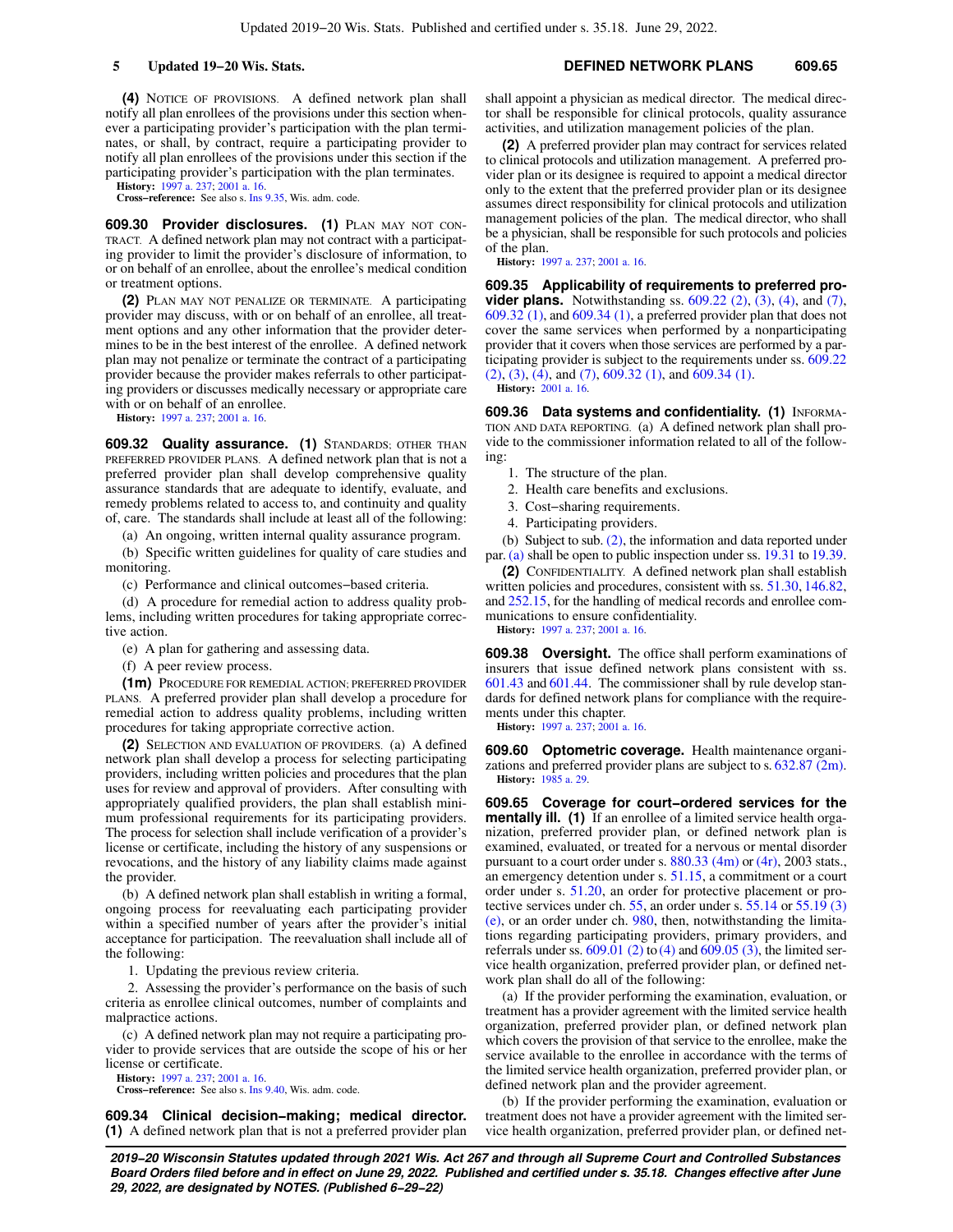**(4)** NOTICE OF PROVISIONS. A defined network plan shall notify all plan enrollees of the provisions under this section whenever a participating provider's participation with the plan terminates, or shall, by contract, require a participating provider to notify all plan enrollees of the provisions under this section if the participating provider's participation with the plan terminates.

**History:** 1997 a. 237; 2001 a. 16.

**Cross−reference:** See also s. Ins 9.35, Wis. adm. code.

**609.30 Provider disclosures. (1)** PLAN MAY NOT CONTRACT. A defined network plan may not contract with a participating provider to limit the provider's disclosure of information, to or on behalf of an enrollee, about the enrollee's medical condition or treatment options.

**(2)** PLAN MAY NOT PENALIZE OR TERMINATE. A participating provider may discuss, with or on behalf of an enrollee, all treatment options and any other information that the provider determines to be in the best interest of the enrollee. A defined network plan may not penalize or terminate the contract of a participating provider because the provider makes referrals to other participating providers or discusses medically necessary or appropriate care with or on behalf of an enrollee.

**History:** 1997 a. 237; 2001 a. 16.

**609.32 Quality assurance. (1)** STANDARDS; OTHER THAN PREFERRED PROVIDER PLANS. A defined network plan that is not a preferred provider plan shall develop comprehensive quality assurance standards that are adequate to identify, evaluate, and remedy problems related to access to, and continuity and quality of, care. The standards shall include at least all of the following:

(a) An ongoing, written internal quality assurance program.

(b) Specific written guidelines for quality of care studies and monitoring.

(c) Performance and clinical outcomes−based criteria.

(d) A procedure for remedial action to address quality problems, including written procedures for taking appropriate corrective action.

(e) A plan for gathering and assessing data.

(f) A peer review process.

**(1m)** PROCEDURE FOR REMEDIAL ACTION; PREFERRED PROVIDER PLANS. A preferred provider plan shall develop a procedure for remedial action to address quality problems, including written procedures for taking appropriate corrective action.

**(2)** SELECTION AND EVALUATION OF PROVIDERS. (a) A defined network plan shall develop a process for selecting participating providers, including written policies and procedures that the plan uses for review and approval of providers. After consulting with appropriately qualified providers, the plan shall establish minimum professional requirements for its participating providers. The process for selection shall include verification of a provider's license or certificate, including the history of any suspensions or revocations, and the history of any liability claims made against the provider.

(b) A defined network plan shall establish in writing a formal, ongoing process for reevaluating each participating provider within a specified number of years after the provider's initial acceptance for participation. The reevaluation shall include all of the following:

1. Updating the previous review criteria.

2. Assessing the provider's performance on the basis of such criteria as enrollee clinical outcomes, number of complaints and malpractice actions.

(c) A defined network plan may not require a participating provider to provide services that are outside the scope of his or her license or certificate.

**History:** 1997 a. 237; 2001 a. 16.

**Cross−reference:** See also s. Ins 9.40, Wis. adm. code.

**609.34 Clinical decision−making; medical director. (1)** A defined network plan that is not a preferred provider plan shall appoint a physician as medical director. The medical director shall be responsible for clinical protocols, quality assurance activities, and utilization management policies of the plan.

**(2)** A preferred provider plan may contract for services related to clinical protocols and utilization management. A preferred provider plan or its designee is required to appoint a medical director only to the extent that the preferred provider plan or its designee assumes direct responsibility for clinical protocols and utilization management policies of the plan. The medical director, who shall be a physician, shall be responsible for such protocols and policies of the plan.

**History:** 1997 a. 237; 2001 a. 16.

**609.35 Applicability of requirements to preferred provider plans.** Notwithstanding ss. 609.22 (2), (3), (4), and (7), 609.32 (1), and 609.34 (1), a preferred provider plan that does not cover the same services when performed by a nonparticipating provider that it covers when those services are performed by a participating provider is subject to the requirements under ss. 609.22 (2), (3), (4), and (7), 609.32 (1), and 609.34 (1).

**History:** 2001 a. 16.

**609.36 Data systems and confidentiality. (1)** INFORMATION AND DATA REPORTING. (a) A defined network plan shall provide to the commissioner information related to all of the following:

1. The structure of the plan.

2. Health care benefits and exclusions.

3. Cost−sharing requirements.

4. Participating providers.

(b) Subject to sub. (2), the information and data reported under par. (a) shall be open to public inspection under ss. 19.31 to 19.39.

**(2)** CONFIDENTIALITY. A defined network plan shall establish written policies and procedures, consistent with ss. 51.30, 146.82, and 252.15, for the handling of medical records and enrollee communications to ensure confidentiality.

**History:** 1997 a. 237; 2001 a. 16.

**609.38 Oversight.** The office shall perform examinations of insurers that issue defined network plans consistent with ss. 601.43 and 601.44. The commissioner shall by rule develop standards for defined network plans for compliance with the requirements under this chapter.

**History:** 1997 a. 237; 2001 a. 16.

**609.60 Optometric coverage.** Health maintenance organizations and preferred provider plans are subject to s. 632.87 (2m).

**History:** 1985 a. 29.

**609.65 Coverage for court−ordered services for the mentally ill. (1)** If an enrollee of a limited service health organization, preferred provider plan, or defined network plan is examined, evaluated, or treated for a nervous or mental disorder pursuant to a court order under s. 880.33 (4m) or (4r), 2003 stats., an emergency detention under s. 51.15, a commitment or a court order under s. 51.20, an order for protective placement or protective services under ch. 55, an order under s. 55.14 or 55.19 (3) (e), or an order under ch. 980, then, notwithstanding the limitations regarding participating providers, primary providers, and referrals under ss. 609.01 (2) to (4) and 609.05 (3), the limited service health organization, preferred provider plan, or defined network plan shall do all of the following:

(a) If the provider performing the examination, evaluation, or treatment has a provider agreement with the limited service health organization, preferred provider plan, or defined network plan which covers the provision of that service to the enrollee, make the service available to the enrollee in accordance with the terms of the limited service health organization, preferred provider plan, or defined network plan and the provider agreement.

(b) If the provider performing the examination, evaluation or treatment does not have a provider agreement with the limited service health organization, preferred provider plan, or defined net-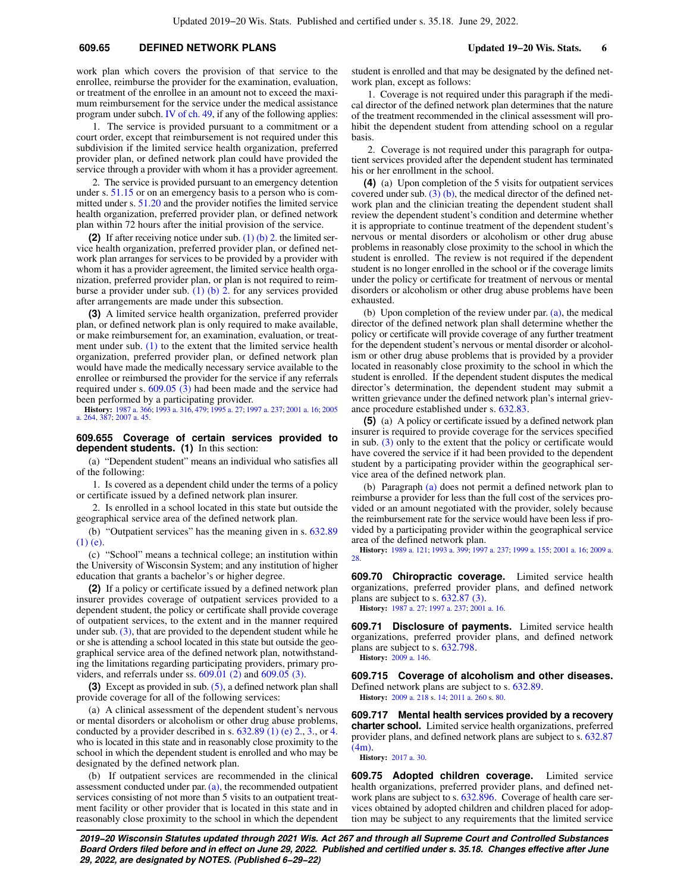work plan which covers the provision of that service to the enrollee, reimburse the provider for the examination, evaluation, or treatment of the enrollee in an amount not to exceed the maximum reimbursement for the service under the medical assistance program under subch. IV of ch. 49, if any of the following applies:

1. The service is provided pursuant to a commitment or a court order, except that reimbursement is not required under this subdivision if the limited service health organization, preferred provider plan, or defined network plan could have provided the service through a provider with whom it has a provider agreement.

2. The service is provided pursuant to an emergency detention under s. 51.15 or on an emergency basis to a person who is committed under s. 51.20 and the provider notifies the limited service health organization, preferred provider plan, or defined network plan within 72 hours after the initial provision of the service.

**(2)** If after receiving notice under sub. (1) (b) 2. the limited service health organization, preferred provider plan, or defined network plan arranges for services to be provided by a provider with whom it has a provider agreement, the limited service health organization, preferred provider plan, or plan is not required to reimburse a provider under sub. (1) (b) 2. for any services provided after arrangements are made under this subsection.

**(3)** A limited service health organization, preferred provider plan, or defined network plan is only required to make available, or make reimbursement for, an examination, evaluation, or treatment under sub. (1) to the extent that the limited service health organization, preferred provider plan, or defined network plan would have made the medically necessary service available to the enrollee or reimbursed the provider for the service if any referrals required under s. 609.05 (3) had been made and the service had been performed by a participating provider.

**History:** 1987 a. 366; 1993 a. 316, 479; 1995 a. 27; 1997 a. 237; 2001 a. 16; 2005 a. 264, 387; 2007 a. 45.

### 609.655 Coverage of certain services provided to dependent students.

**(1)** In this section:

(a) "Dependent student" means an individual who satisfies all of the following:

1. Is covered as a dependent child under the terms of a policy or certificate issued by a defined network plan insurer.

2. Is enrolled in a school located in this state but outside the geographical service area of the defined network plan.

(b) "Outpatient services" has the meaning given in s. 632.89 (1) (e).

(c) "School" means a technical college; an institution within the University of Wisconsin System; and any institution of higher education that grants a bachelor's or higher degree.

**(2)** If a policy or certificate issued by a defined network plan insurer provides coverage of outpatient services provided to a dependent student, the policy or certificate shall provide coverage of outpatient services, to the extent and in the manner required under sub. (3), that are provided to the dependent student while he or she is attending a school located in this state but outside the geographical service area of the defined network plan, notwithstanding the limitations regarding participating providers, primary providers, and referrals under ss. 609.01 (2) and 609.05 (3).

**(3)** Except as provided in sub. (5), a defined network plan shall provide coverage for all of the following services:

(a) A clinical assessment of the dependent student's nervous or mental disorders or alcoholism or other drug abuse problems, conducted by a provider described in s. 632.89 (1) (e) 2., 3., or 4. who is located in this state and in reasonably close proximity to the school in which the dependent student is enrolled and who may be designated by the defined network plan.

(b) If outpatient services are recommended in the clinical assessment conducted under par. (a), the recommended outpatient services consisting of not more than 5 visits to an outpatient treatment facility or other provider that is located in this state and in reasonably close proximity to the school in which the dependent student is enrolled and that may be designated by the defined network plan, except as follows:

1. Coverage is not required under this paragraph if the medical director of the defined network plan determines that the nature of the treatment recommended in the clinical assessment will prohibit the dependent student from attending school on a regular basis.

2. Coverage is not required under this paragraph for outpatient services provided after the dependent student has terminated his or her enrollment in the school.

**(4)** (a) Upon completion of the 5 visits for outpatient services covered under sub. (3) (b), the medical director of the defined network plan and the clinician treating the dependent student shall review the dependent student's condition and determine whether it is appropriate to continue treatment of the dependent student's nervous or mental disorders or alcoholism or other drug abuse problems in reasonably close proximity to the school in which the student is enrolled. The review is not required if the dependent student is no longer enrolled in the school or if the coverage limits under the policy or certificate for treatment of nervous or mental disorders or alcoholism or other drug abuse problems have been exhausted.

(b) Upon completion of the review under par. (a), the medical director of the defined network plan shall determine whether the policy or certificate will provide coverage of any further treatment for the dependent student's nervous or mental disorder or alcoholism or other drug abuse problems that is provided by a provider located in reasonably close proximity to the school in which the student is enrolled. If the dependent student disputes the medical director's determination, the dependent student may submit a written grievance under the defined network plan's internal grievance procedure established under s. 632.83.

**(5)** (a) A policy or certificate issued by a defined network plan insurer is required to provide coverage for the services specified in sub. (3) only to the extent that the policy or certificate would have covered the service if it had been provided to the dependent student by a participating provider within the geographical service area of the defined network plan.

(b) Paragraph (a) does not permit a defined network plan to reimburse a provider for less than the full cost of the services provided or an amount negotiated with the provider, solely because the reimbursement rate for the service would have been less if provided by a participating provider within the geographical service area of the defined network plan.

**History:** 1989 a. 121; 1993 a. 399; 1997 a. 237; 1999 a. 155; 2001 a. 16; 2009 a. 28.

### 609.70 Chiropractic coverage.

Limited service health organizations, preferred provider plans, and defined network plans are subject to s. 632.87 (3).

**History:** 1987 a. 27; 1997 a. 237; 2001 a. 16.

### 609.71 Disclosure of payments.

Limited service health organizations, preferred provider plans, and defined network plans are subject to s. 632.798.

**History:** 2009 a. 146.

### 609.715 Coverage of alcoholism and other diseases.

Defined network plans are subject to s. 632.89.

**History:** 2009 a. 218 s. 14; 2011 a. 260 s. 80.

### 609.717 Mental health services provided by a recovery charter school.

Limited service health organizations, preferred provider plans, and defined network plans are subject to s. 632.87 (4m).

**History:** 2017 a. 30.

### 609.75 Adopted children coverage.

Limited service health organizations, preferred provider plans, and defined network plans are subject to s. 632.896. Coverage of health care services obtained by adopted children and children placed for adoption may be subject to any requirements that the limited service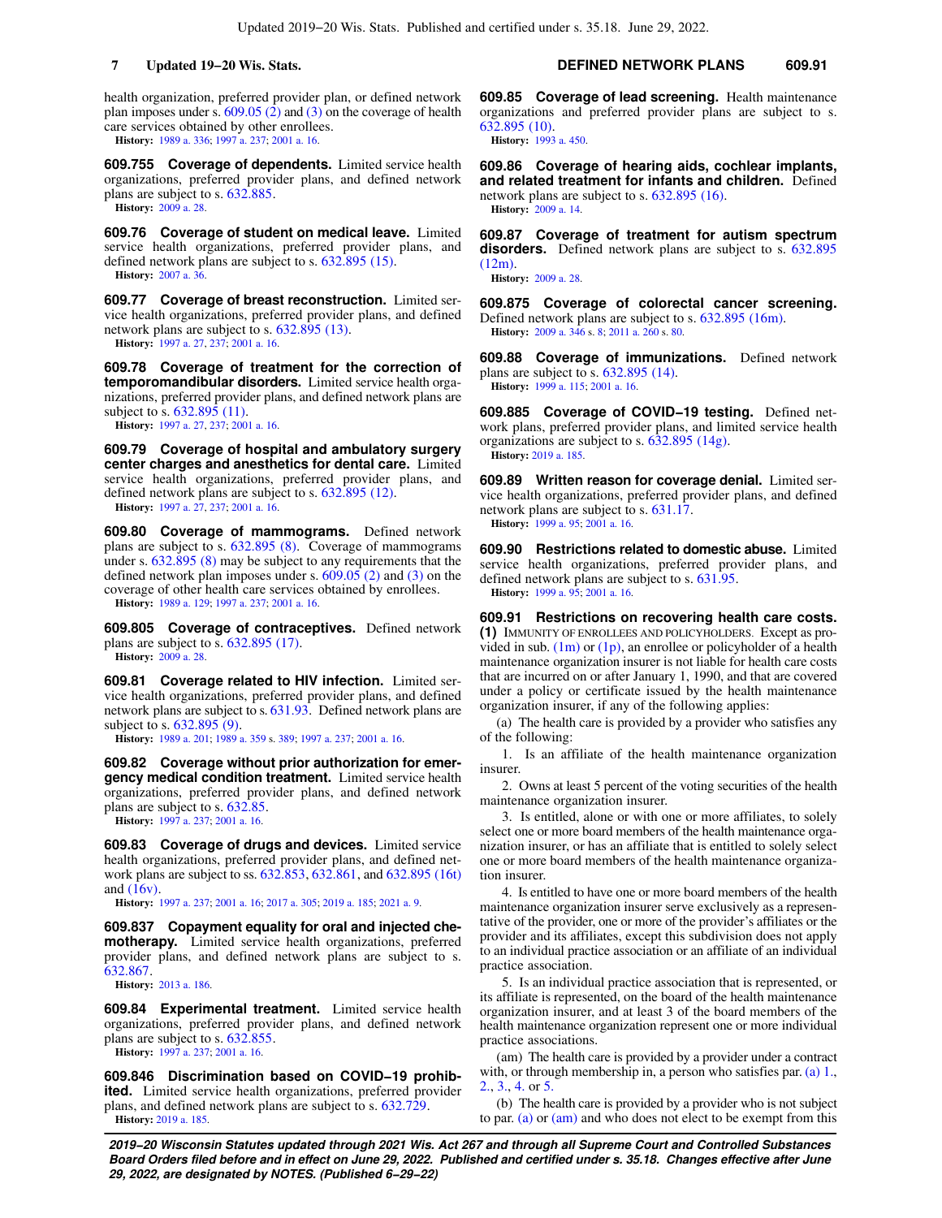health organization, preferred provider plan, or defined network plan imposes under s. 609.05 (2) and (3) on the coverage of health care services obtained by other enrollees.

**History:** 1989 a. 336; 1997 a. 237; 2001 a. 16.

**609.755 Coverage of dependents.** Limited service health organizations, preferred provider plans, and defined network plans are subject to s. 632.885.

**History:** 2009 a. 28.

**609.76 Coverage of student on medical leave.** Limited service health organizations, preferred provider plans, and defined network plans are subject to s. 632.895 (15).

**History:** 2007 a. 36.

**609.77 Coverage of breast reconstruction.** Limited service health organizations, preferred provider plans, and defined network plans are subject to s. 632.895 (13).

**History:** 1997 a. 27, 237; 2001 a. 16.

**609.78 Coverage of treatment for the correction of temporomandibular disorders.** Limited service health organizations, preferred provider plans, and defined network plans are subject to s. 632.895 (11).

**History:** 1997 a. 27, 237; 2001 a. 16.

**609.79 Coverage of hospital and ambulatory surgery center charges and anesthetics for dental care.** Limited service health organizations, preferred provider plans, and defined network plans are subject to s. 632.895 (12).

**History:** 1997 a. 27, 237; 2001 a. 16.

**609.80 Coverage of mammograms.** Defined network plans are subject to s. 632.895 (8). Coverage of mammograms under s. 632.895 (8) may be subject to any requirements that the defined network plan imposes under s. 609.05 (2) and (3) on the coverage of other health care services obtained by enrollees.

**History:** 1989 a. 129; 1997 a. 237; 2001 a. 16.

**609.805 Coverage of contraceptives.** Defined network plans are subject to s. 632.895 (17).

**History:** 2009 a. 28.

**609.81 Coverage related to HIV infection.** Limited service health organizations, preferred provider plans, and defined network plans are subject to s. 631.93. Defined network plans are subject to s. 632.895 (9).

**History:** 1989 a. 201; 1989 a. 359 s. 389; 1997 a. 237; 2001 a. 16.

**609.82 Coverage without prior authorization for emergency medical condition treatment.** Limited service health organizations, preferred provider plans, and defined network plans are subject to s. 632.85.

**History:** 1997 a. 237; 2001 a. 16.

**609.83 Coverage of drugs and devices.** Limited service health organizations, preferred provider plans, and defined network plans are subject to ss. 632.853, 632.861, and 632.895 (16t) and (16v).

**History:** 1997 a. 237; 2001 a. 16; 2017 a. 305; 2019 a. 185; 2021 a. 9.

**609.837 Copayment equality for oral and injected chemotherapy.** Limited service health organizations, preferred provider plans, and defined network plans are subject to s. 632.867.

**History:** 2013 a. 186.

**609.84 Experimental treatment.** Limited service health organizations, preferred provider plans, and defined network plans are subject to s. 632.855.

**History:** 1997 a. 237; 2001 a. 16.

**609.846 Discrimination based on COVID−19 prohibited.** Limited service health organizations, preferred provider plans, and defined network plans are subject to s. 632.729.

**History:** 2019 a. 185.

**609.85 Coverage of lead screening.** Health maintenance organizations and preferred provider plans are subject to s. 632.895 (10).

**History:** 1993 a. 450.

**609.86 Coverage of hearing aids, cochlear implants, and related treatment for infants and children.** Defined network plans are subject to s. 632.895 (16).

**History:** 2009 a. 14.

**609.87 Coverage of treatment for autism spectrum disorders.** Defined network plans are subject to s. 632.895 (12m).

**History:** 2009 a. 28.

**609.875 Coverage of colorectal cancer screening.** Defined network plans are subject to s. 632.895 (16m).

**History:** 2009 a. 346 s. 8; 2011 a. 260 s. 80.

**609.88 Coverage of immunizations.** Defined network plans are subject to s. 632.895 (14).

**History:** 1999 a. 115; 2001 a. 16.

**609.885 Coverage of COVID−19 testing.** Defined network plans, preferred provider plans, and limited service health organizations are subject to s. 632.895 (14g).

**History:** 2019 a. 185.

**609.89 Written reason for coverage denial.** Limited service health organizations, preferred provider plans, and defined network plans are subject to s. 631.17.

**History:** 1999 a. 95; 2001 a. 16.

**609.90 Restrictions related to domestic abuse.** Limited service health organizations, preferred provider plans, and defined network plans are subject to s. 631.95.

**History:** 1999 a. 95; 2001 a. 16.

**609.91 Restrictions on recovering health care costs.**
**(1)** IMMUNITY OF ENROLLEES AND POLICYHOLDERS. Except as provided in sub. (1m) or (1p), an enrollee or policyholder of a health maintenance organization insurer is not liable for health care costs that are incurred on or after January 1, 1990, and that are covered under a policy or certificate issued by the health maintenance organization insurer, if any of the following applies:

(a) The health care is provided by a provider who satisfies any of the following:

1. Is an affiliate of the health maintenance organization insurer.

2. Owns at least 5 percent of the voting securities of the health maintenance organization insurer.

3. Is entitled, alone or with one or more affiliates, to solely select one or more board members of the health maintenance organization insurer, or has an affiliate that is entitled to solely select one or more board members of the health maintenance organization insurer.

4. Is entitled to have one or more board members of the health maintenance organization insurer serve exclusively as a representative of the provider, one or more of the provider's affiliates or the provider and its affiliates, except this subdivision does not apply to an individual practice association or an affiliate of an individual practice association.

5. Is an individual practice association that is represented, or its affiliate is represented, on the board of the health maintenance organization insurer, and at least 3 of the board members of the health maintenance organization represent one or more individual practice associations.

(am) The health care is provided by a provider under a contract with, or through membership in, a person who satisfies par. (a) 1., 2., 3., 4. or 5.

(b) The health care is provided by a provider who is not subject to par. (a) or (am) and who does not elect to be exempt from this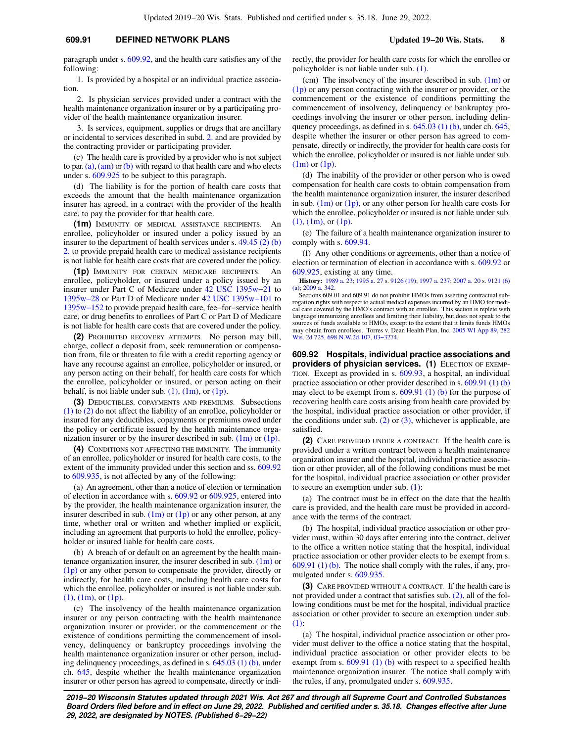paragraph under s. 609.92, and the health care satisfies any of the following:

1. Is provided by a hospital or an individual practice association.

2. Is physician services provided under a contract with the health maintenance organization insurer or by a participating provider of the health maintenance organization insurer.

3. Is services, equipment, supplies or drugs that are ancillary or incidental to services described in subd. 2. and are provided by the contracting provider or participating provider.

(c) The health care is provided by a provider who is not subject to par. (a), (am) or (b) with regard to that health care and who elects under s. 609.925 to be subject to this paragraph.

(d) The liability is for the portion of health care costs that exceeds the amount that the health maintenance organization insurer has agreed, in a contract with the provider of the health care, to pay the provider for that health care.

**(1m)** IMMUNITY OF MEDICAL ASSISTANCE RECIPIENTS. An enrollee, policyholder or insured under a policy issued by an insurer to the department of health services under s. 49.45 (2) (b) 2. to provide prepaid health care to medical assistance recipients is not liable for health care costs that are covered under the policy.

**(1p)** IMMUNITY FOR CERTAIN MEDICARE RECIPIENTS. An enrollee, policyholder, or insured under a policy issued by an insurer under Part C of Medicare under 42 USC 1395w−21 to 1395w−28 or Part D of Medicare under 42 USC 1395w−101 to 1395w−152 to provide prepaid health care, fee−for−service health care, or drug benefits to enrollees of Part C or Part D of Medicare is not liable for health care costs that are covered under the policy.

**(2)** PROHIBITED RECOVERY ATTEMPTS. No person may bill, charge, collect a deposit from, seek remuneration or compensation from, file or threaten to file with a credit reporting agency or have any recourse against an enrollee, policyholder or insured, or any person acting on their behalf, for health care costs for which the enrollee, policyholder or insured, or person acting on their behalf, is not liable under sub. (1), (1m), or (1p).

**(3)** DEDUCTIBLES, COPAYMENTS AND PREMIUMS. Subsections (1) to (2) do not affect the liability of an enrollee, policyholder or insured for any deductibles, copayments or premiums owed under the policy or certificate issued by the health maintenance organization insurer or by the insurer described in sub. (1m) or (1p).

**(4)** CONDITIONS NOT AFFECTING THE IMMUNITY. The immunity of an enrollee, policyholder or insured for health care costs, to the extent of the immunity provided under this section and ss. 609.92 to 609.935, is not affected by any of the following:

(a) An agreement, other than a notice of election or termination of election in accordance with s. 609.92 or 609.925, entered into by the provider, the health maintenance organization insurer, the insurer described in sub. (1m) or (1p) or any other person, at any time, whether oral or written and whether implied or explicit, including an agreement that purports to hold the enrollee, policyholder or insured liable for health care costs.

(b) A breach of or default on an agreement by the health maintenance organization insurer, the insurer described in sub. (1m) or (1p) or any other person to compensate the provider, directly or indirectly, for health care costs, including health care costs for which the enrollee, policyholder or insured is not liable under sub. (1), (1m), or (1p).

(c) The insolvency of the health maintenance organization insurer or any person contracting with the health maintenance organization insurer or provider, or the commencement or the existence of conditions permitting the commencement of insolvency, delinquency or bankruptcy proceedings involving the health maintenance organization insurer or other person, including delinquency proceedings, as defined in s. 645.03 (1) (b), under ch. 645, despite whether the health maintenance organization insurer or other person has agreed to compensate, directly or indirectly, the provider for health care costs for which the enrollee or policyholder is not liable under sub. (1).

(cm) The insolvency of the insurer described in sub. (1m) or (1p) or any person contracting with the insurer or provider, or the commencement or the existence of conditions permitting the commencement of insolvency, delinquency or bankruptcy proceedings involving the insurer or other person, including delinquency proceedings, as defined in s. 645.03 (1) (b), under ch. 645, despite whether the insurer or other person has agreed to compensate, directly or indirectly, the provider for health care costs for which the enrollee, policyholder or insured is not liable under sub. (1m) or (1p).

(d) The inability of the provider or other person who is owed compensation for health care costs to obtain compensation from the health maintenance organization insurer, the insurer described in sub. (1m) or (1p), or any other person for health care costs for which the enrollee, policyholder or insured is not liable under sub. (1), (1m), or (1p).

(e) The failure of a health maintenance organization insurer to comply with s. 609.94.

(f) Any other conditions or agreements, other than a notice of election or termination of election in accordance with s. 609.92 or 609.925, existing at any time.

**History:** 1989 a. 23; 1995 a. 27 s. 9126 (19); 1997 a. 237; 2007 a. 20 s. 9121 (6) (a); 2009 a. 342.

Sections 609.01 and 609.91 do not prohibit HMOs from asserting contractual subrogation rights with respect to actual medical expenses incurred by an HMO for medical care covered by the HMO's contract with an enrollee. This section is replete with language immunizing enrollees and limiting their liability, but does not speak to the sources of funds available to HMOs, except to the extent that it limits funds HMOs may obtain from enrollees. Torres v. Dean Health Plan, Inc. 2005 WI App 89, 282 Wis. 2d 725, 698 N.W.2d 107, 03−3274.

### 609.92 Hospitals, individual practice associations and providers of physician services.

**(1)** ELECTION OF EXEMPTION. Except as provided in s. 609.93, a hospital, an individual practice association or other provider described in s. 609.91 (1) (b) may elect to be exempt from s. 609.91 (1) (b) for the purpose of recovering health care costs arising from health care provided by the hospital, individual practice association or other provider, if the conditions under sub. (2) or (3), whichever is applicable, are satisfied.

**(2)** CARE PROVIDED UNDER A CONTRACT. If the health care is provided under a written contract between a health maintenance organization insurer and the hospital, individual practice association or other provider, all of the following conditions must be met for the hospital, individual practice association or other provider to secure an exemption under sub. (1):

(a) The contract must be in effect on the date that the health care is provided, and the health care must be provided in accordance with the terms of the contract.

(b) The hospital, individual practice association or other provider must, within 30 days after entering into the contract, deliver to the office a written notice stating that the hospital, individual practice association or other provider elects to be exempt from s. 609.91 (1) (b). The notice shall comply with the rules, if any, promulgated under s. 609.935.

**(3)** CARE PROVIDED WITHOUT A CONTRACT. If the health care is not provided under a contract that satisfies sub. (2), all of the following conditions must be met for the hospital, individual practice association or other provider to secure an exemption under sub. (1):

(a) The hospital, individual practice association or other provider must deliver to the office a notice stating that the hospital, individual practice association or other provider elects to be exempt from s. 609.91 (1) (b) with respect to a specified health maintenance organization insurer. The notice shall comply with the rules, if any, promulgated under s. 609.935.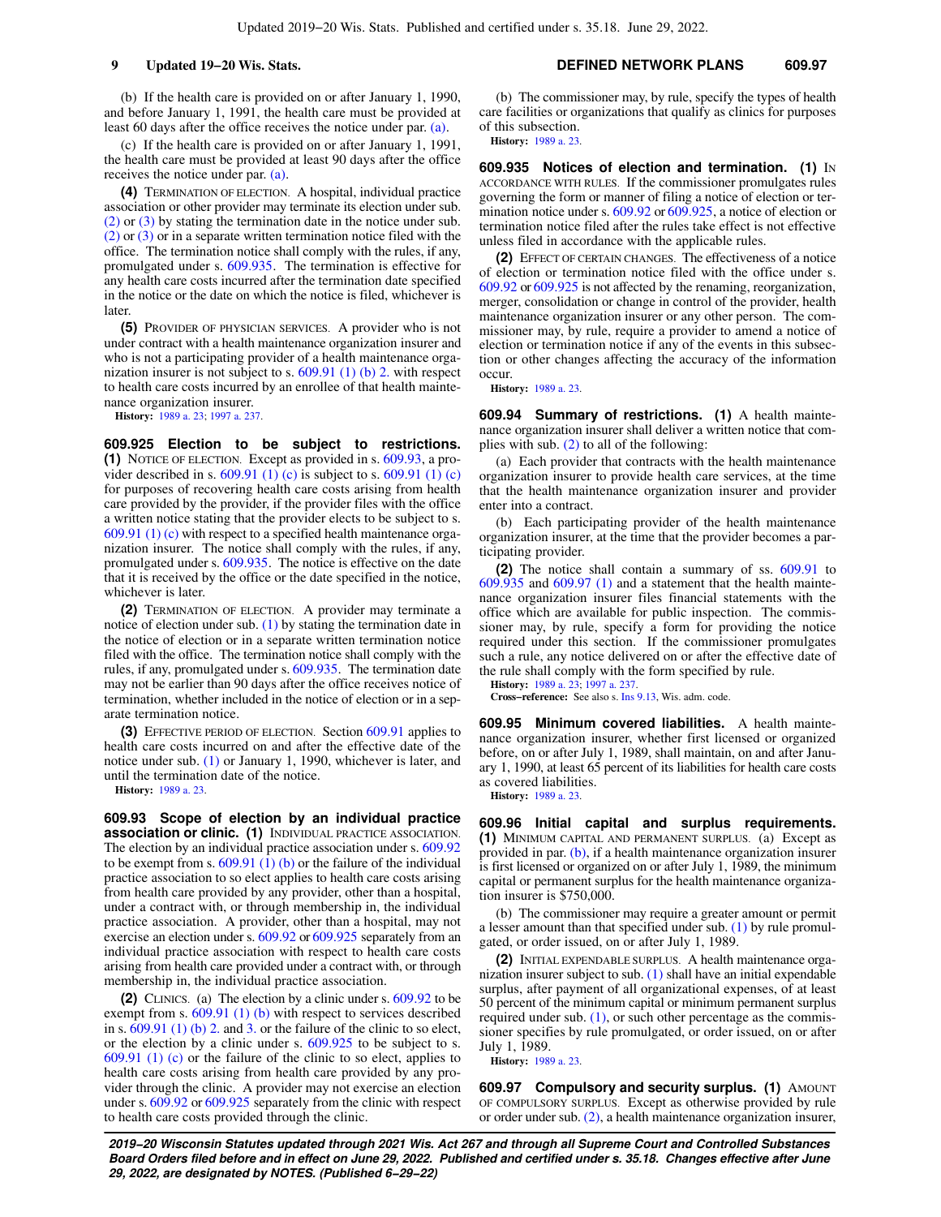(b) If the health care is provided on or after January 1, 1990, and before January 1, 1991, the health care must be provided at least 60 days after the office receives the notice under par. (a).

(c) If the health care is provided on or after January 1, 1991, the health care must be provided at least 90 days after the office receives the notice under par. (a).

**(4)** TERMINATION OF ELECTION. A hospital, individual practice association or other provider may terminate its election under sub. (2) or (3) by stating the termination date in the notice under sub. (2) or (3) or in a separate written termination notice filed with the office. The termination notice shall comply with the rules, if any, promulgated under s. 609.935. The termination is effective for any health care costs incurred after the termination date specified in the notice or the date on which the notice is filed, whichever is later.

**(5)** PROVIDER OF PHYSICIAN SERVICES. A provider who is not under contract with a health maintenance organization insurer and who is not a participating provider of a health maintenance organization insurer is not subject to s. 609.91 (1) (b) 2. with respect to health care costs incurred by an enrollee of that health maintenance organization insurer.

**History:** 1989 a. 23; 1997 a. 237.

**609.925 Election to be subject to restrictions.** **(1)** NOTICE OF ELECTION. Except as provided in s. 609.93, a provider described in s. 609.91 (1) (c) is subject to s. 609.91 (1) (c) for purposes of recovering health care costs arising from health care provided by the provider, if the provider files with the office a written notice stating that the provider elects to be subject to s. 609.91 (1) (c) with respect to a specified health maintenance organization insurer. The notice shall comply with the rules, if any, promulgated under s. 609.935. The notice is effective on the date that it is received by the office or the date specified in the notice, whichever is later.

**(2)** TERMINATION OF ELECTION. A provider may terminate a notice of election under sub. (1) by stating the termination date in the notice of election or in a separate written termination notice filed with the office. The termination notice shall comply with the rules, if any, promulgated under s. 609.935. The termination date may not be earlier than 90 days after the office receives notice of termination, whether included in the notice of election or in a separate termination notice.

**(3)** EFFECTIVE PERIOD OF ELECTION. Section 609.91 applies to health care costs incurred on and after the effective date of the notice under sub. (1) or January 1, 1990, whichever is later, and until the termination date of the notice.

**History:** 1989 a. 23.

**609.93 Scope of election by an individual practice association or clinic.** **(1)** INDIVIDUAL PRACTICE ASSOCIATION. The election by an individual practice association under s. 609.92 to be exempt from s. 609.91 (1) (b) or the failure of the individual practice association to so elect applies to health care costs arising from health care provided by any provider, other than a hospital, under a contract with, or through membership in, the individual practice association. A provider, other than a hospital, may not exercise an election under s. 609.92 or 609.925 separately from an individual practice association with respect to health care costs arising from health care provided under a contract with, or through membership in, the individual practice association.

**(2)** CLINICS. (a) The election by a clinic under s. 609.92 to be exempt from s. 609.91 (1) (b) with respect to services described in s. 609.91 (1) (b) 2. and 3. or the failure of the clinic to so elect, or the election by a clinic under s. 609.925 to be subject to s. 609.91 (1) (c) or the failure of the clinic to so elect, applies to health care costs arising from health care provided by any provider through the clinic. A provider may not exercise an election under s. 609.92 or 609.925 separately from the clinic with respect to health care costs provided through the clinic.

(b) The commissioner may, by rule, specify the types of health care facilities or organizations that qualify as clinics for purposes of this subsection.

**History:** 1989 a. 23.

**609.935 Notices of election and termination.** **(1)** IN ACCORDANCE WITH RULES. If the commissioner promulgates rules governing the form or manner of filing a notice of election or termination notice under s. 609.92 or 609.925, a notice of election or termination notice filed after the rules take effect is not effective unless filed in accordance with the applicable rules.

**(2)** EFFECT OF CERTAIN CHANGES. The effectiveness of a notice of election or termination notice filed with the office under s. 609.92 or 609.925 is not affected by the renaming, reorganization, merger, consolidation or change in control of the provider, health maintenance organization insurer or any other person. The commissioner may, by rule, require a provider to amend a notice of election or termination notice if any of the events in this subsection or other changes affecting the accuracy of the information occur.

**History:** 1989 a. 23.

**609.94 Summary of restrictions.** **(1)** A health maintenance organization insurer shall deliver a written notice that complies with sub. (2) to all of the following:

(a) Each provider that contracts with the health maintenance organization insurer to provide health care services, at the time that the health maintenance organization insurer and provider enter into a contract.

(b) Each participating provider of the health maintenance organization insurer, at the time that the provider becomes a participating provider.

**(2)** The notice shall contain a summary of ss. 609.91 to 609.935 and 609.97 (1) and a statement that the health maintenance organization insurer files financial statements with the office which are available for public inspection. The commissioner may, by rule, specify a form for providing the notice required under this section. If the commissioner promulgates such a rule, any notice delivered on or after the effective date of the rule shall comply with the form specified by rule.

**History:** 1989 a. 23; 1997 a. 237.

**Cross−reference:** See also s. Ins 9.13, Wis. adm. code.

**609.95 Minimum covered liabilities.** A health maintenance organization insurer, whether first licensed or organized before, on or after July 1, 1989, shall maintain, on and after January 1, 1990, at least 65 percent of its liabilities for health care costs as covered liabilities.

**History:** 1989 a. 23.

**609.96 Initial capital and surplus requirements.** **(1)** MINIMUM CAPITAL AND PERMANENT SURPLUS. (a) Except as provided in par. (b), if a health maintenance organization insurer is first licensed or organized on or after July 1, 1989, the minimum capital or permanent surplus for the health maintenance organization insurer is $750,000.

(b) The commissioner may require a greater amount or permit a lesser amount than that specified under sub. (1) by rule promulgated, or order issued, on or after July 1, 1989.

**(2)** INITIAL EXPENDABLE SURPLUS. A health maintenance organization insurer subject to sub. (1) shall have an initial expendable surplus, after payment of all organizational expenses, of at least 50 percent of the minimum capital or minimum permanent surplus required under sub. (1), or such other percentage as the commissioner specifies by rule promulgated, or order issued, on or after July 1, 1989.

**History:** 1989 a. 23.

**609.97 Compulsory and security surplus.** **(1)** AMOUNT OF COMPULSORY SURPLUS. Except as otherwise provided by rule or order under sub. (2), a health maintenance organization insurer,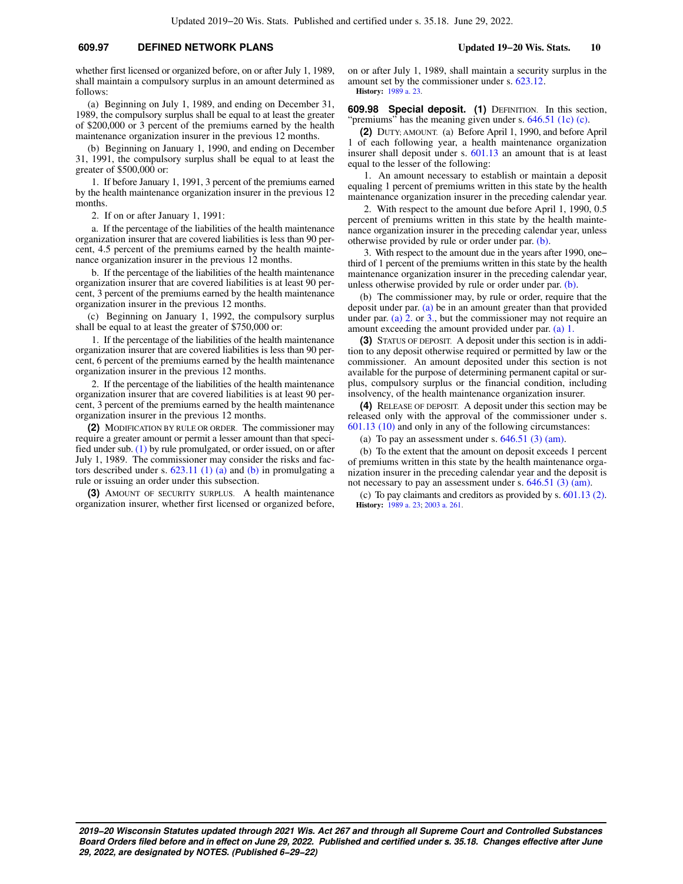whether first licensed or organized before, on or after July 1, 1989, shall maintain a compulsory surplus in an amount determined as follows:

(a) Beginning on July 1, 1989, and ending on December 31, 1989, the compulsory surplus shall be equal to at least the greater of $200,000 or 3 percent of the premiums earned by the health maintenance organization insurer in the previous 12 months.

(b) Beginning on January 1, 1990, and ending on December 31, 1991, the compulsory surplus shall be equal to at least the greater of $500,000 or:

1. If before January 1, 1991, 3 percent of the premiums earned by the health maintenance organization insurer in the previous 12 months.

2. If on or after January 1, 1991:

a. If the percentage of the liabilities of the health maintenance organization insurer that are covered liabilities is less than 90 percent, 4.5 percent of the premiums earned by the health maintenance organization insurer in the previous 12 months.

b. If the percentage of the liabilities of the health maintenance organization insurer that are covered liabilities is at least 90 percent, 3 percent of the premiums earned by the health maintenance organization insurer in the previous 12 months.

(c) Beginning on January 1, 1992, the compulsory surplus shall be equal to at least the greater of $750,000 or:

1. If the percentage of the liabilities of the health maintenance organization insurer that are covered liabilities is less than 90 percent, 6 percent of the premiums earned by the health maintenance organization insurer in the previous 12 months.

2. If the percentage of the liabilities of the health maintenance organization insurer that are covered liabilities is at least 90 percent, 3 percent of the premiums earned by the health maintenance organization insurer in the previous 12 months.

**(2)** MODIFICATION BY RULE OR ORDER. The commissioner may require a greater amount or permit a lesser amount than that specified under sub. (1) by rule promulgated, or order issued, on or after July 1, 1989. The commissioner may consider the risks and factors described under s. 623.11 (1) (a) and (b) in promulgating a rule or issuing an order under this subsection.

**(3)** AMOUNT OF SECURITY SURPLUS. A health maintenance organization insurer, whether first licensed or organized before, on or after July 1, 1989, shall maintain a security surplus in the amount set by the commissioner under s. 623.12.

**History:** 1989 a. 23.

**609.98 Special deposit. (1)** DEFINITION. In this section, "premiums" has the meaning given under s. 646.51 (1c) (c).

**(2)** DUTY; AMOUNT. (a) Before April 1, 1990, and before April 1 of each following year, a health maintenance organization insurer shall deposit under s. 601.13 an amount that is at least equal to the lesser of the following:

1. An amount necessary to establish or maintain a deposit equaling 1 percent of premiums written in this state by the health maintenance organization insurer in the preceding calendar year.

2. With respect to the amount due before April 1, 1990, 0.5 percent of premiums written in this state by the health maintenance organization insurer in the preceding calendar year, unless otherwise provided by rule or order under par. (b).

3. With respect to the amount due in the years after 1990, one–third of 1 percent of the premiums written in this state by the health maintenance organization insurer in the preceding calendar year, unless otherwise provided by rule or order under par. (b).

(b) The commissioner may, by rule or order, require that the deposit under par. (a) be in an amount greater than that provided under par. (a) 2. or 3., but the commissioner may not require an amount exceeding the amount provided under par. (a) 1.

**(3)** STATUS OF DEPOSIT. A deposit under this section is in addition to any deposit otherwise required or permitted by law or the commissioner. An amount deposited under this section is not available for the purpose of determining permanent capital or surplus, compulsory surplus or the financial condition, including insolvency, of the health maintenance organization insurer.

**(4)** RELEASE OF DEPOSIT. A deposit under this section may be released only with the approval of the commissioner under s. 601.13 (10) and only in any of the following circumstances:

(a) To pay an assessment under s. 646.51 (3) (am).

(b) To the extent that the amount on deposit exceeds 1 percent of premiums written in this state by the health maintenance organization insurer in the preceding calendar year and the deposit is not necessary to pay an assessment under s. 646.51 (3) (am).

(c) To pay claimants and creditors as provided by s. 601.13 (2).

**History:** 1989 a. 23; 2003 a. 261.